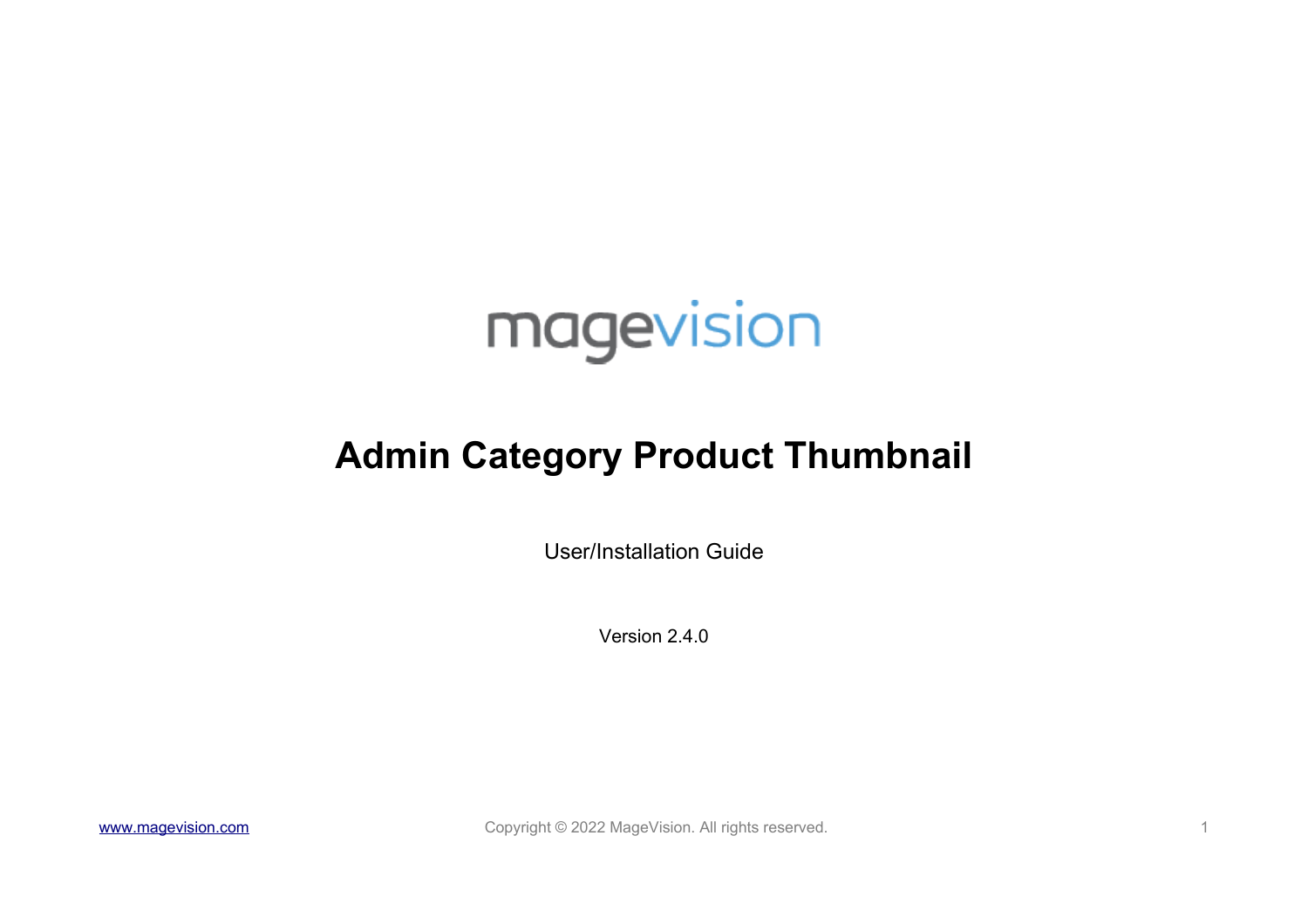magevision

# Admin Category Product Thumbnail

User/Installation Guide

Version 2.4.0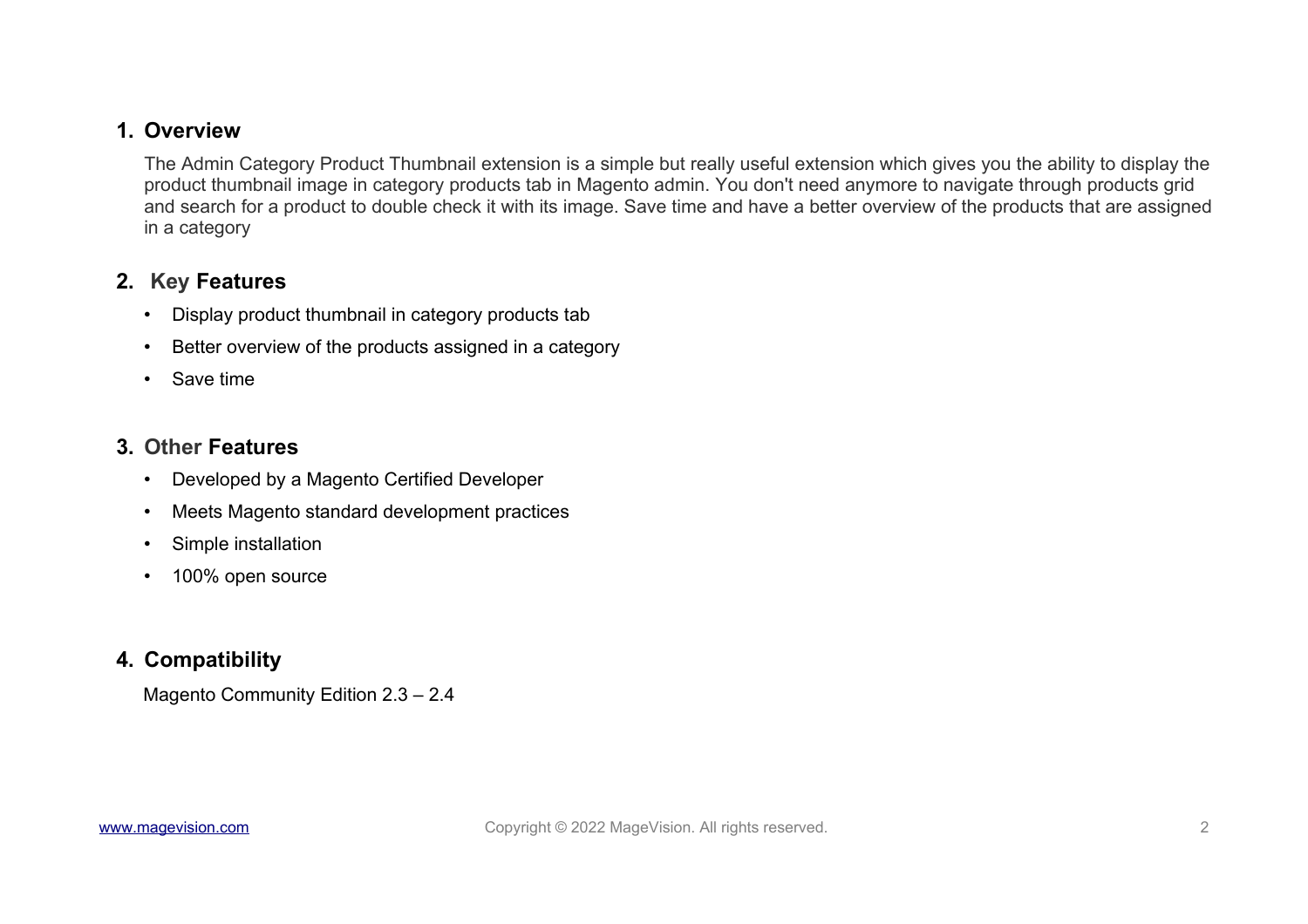## 1. Overview

The Admin Category Product Thumbnail extension is a simple but really useful extension which gives you the ability to display the product thumbnail image in category products tab in Magento admin. You don't need anymore to navigate through products grid and search for a product to double check it with its image. Save time and have a better overview of the products that are assigned in a category

## 2. Key Features

- Display product thumbnail in category products tab
- Better overview of the products assigned in a category
- Save time

## 3. Other Features

- Developed by a Magento Certified Developer
- Meets Magento standard development practices
- Simple installation
- 100% open source

## 4. Compatibility

Magento Community Edition 2.3 – 2.4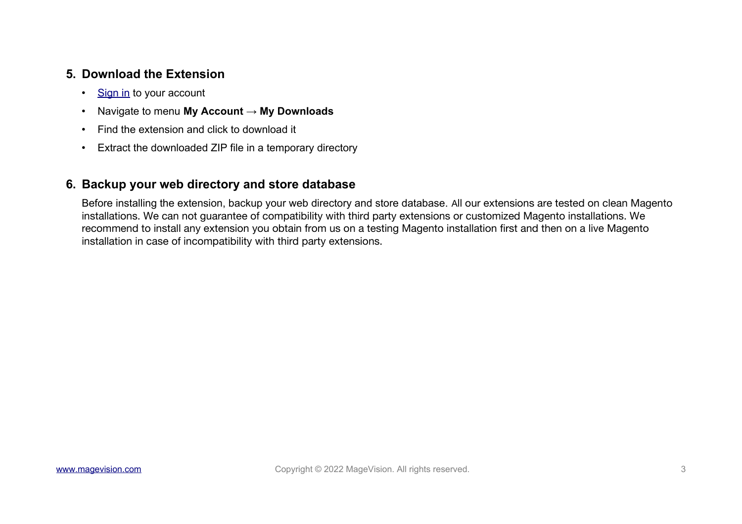## 5. Download the Extension

- Sign in to your account
- Navigate to menu **My Account → My Downloads**
- Find the extension and click to download it
- Extract the downloaded ZIP file in a temporary directory

## 6. Backup your web directory and store database

Before installing the extension, backup your web directory and store database. All our extensions are tested on clean Magento installations. We can not guarantee of compatibility with third party extensions or customized Magento installations. We recommend to install any extension you obtain from us on a testing Magento installation first and then on a live Magento installation in case of incompatibility with third party extensions.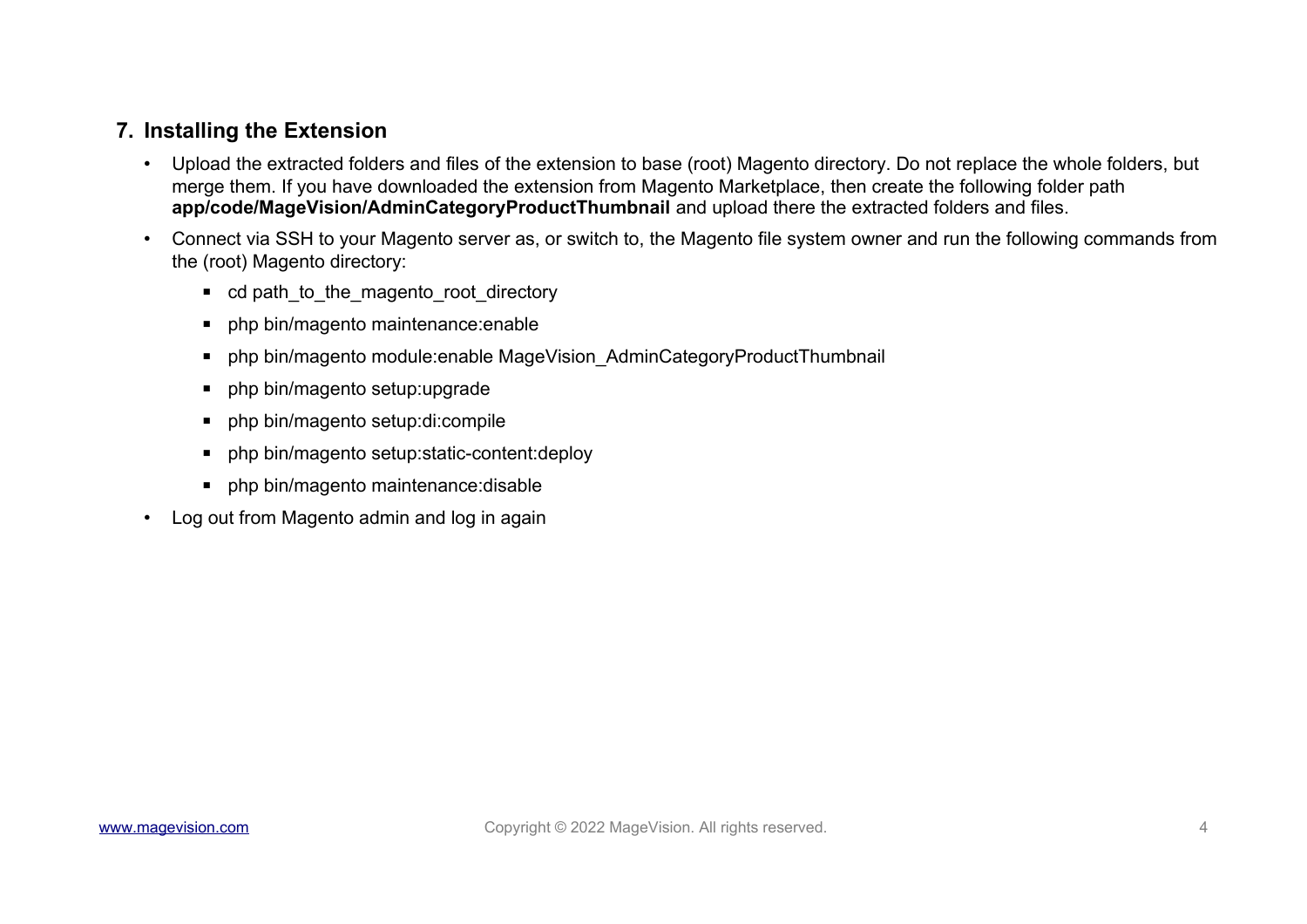## 7. Installing the Extension

- Upload the extracted folders and files of the extension to base (root) Magento directory. Do not replace the whole folders, but merge them. If you have downloaded the extension from Magento Marketplace, then create the following folder path **app/code/MageVision/AdminCategoryProductThumbnail** and upload there the extracted folders and files.
- Connect via SSH to your Magento server as, or switch to, the Magento file system owner and run the following commands from the (root) Magento directory:
  - cd path_to_the_magento_root_directory
  - php bin/magento maintenance:enable
  - php bin/magento module:enable MageVision_AdminCategoryProductThumbnail
  - php bin/magento setup:upgrade
  - php bin/magento setup:di:compile
  - php bin/magento setup:static-content:deploy
  - php bin/magento maintenance:disable
- Log out from Magento admin and log in again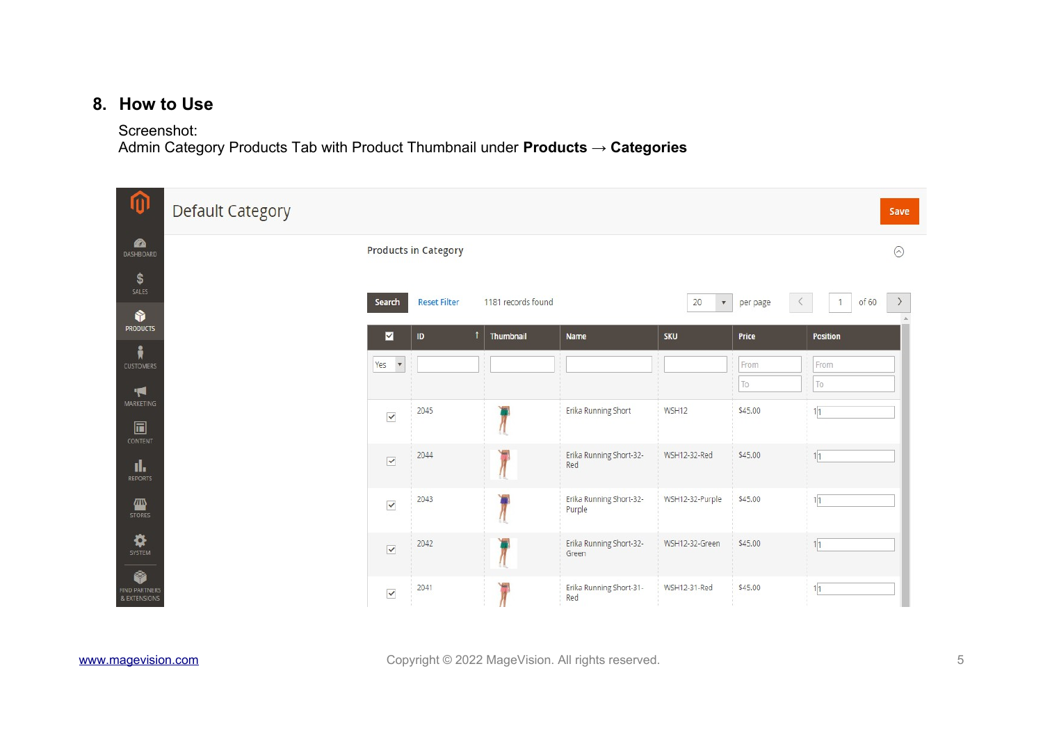## 8. How to Use

Screenshot:
Admin Category Products Tab with Product Thumbnail under **Products → Categories**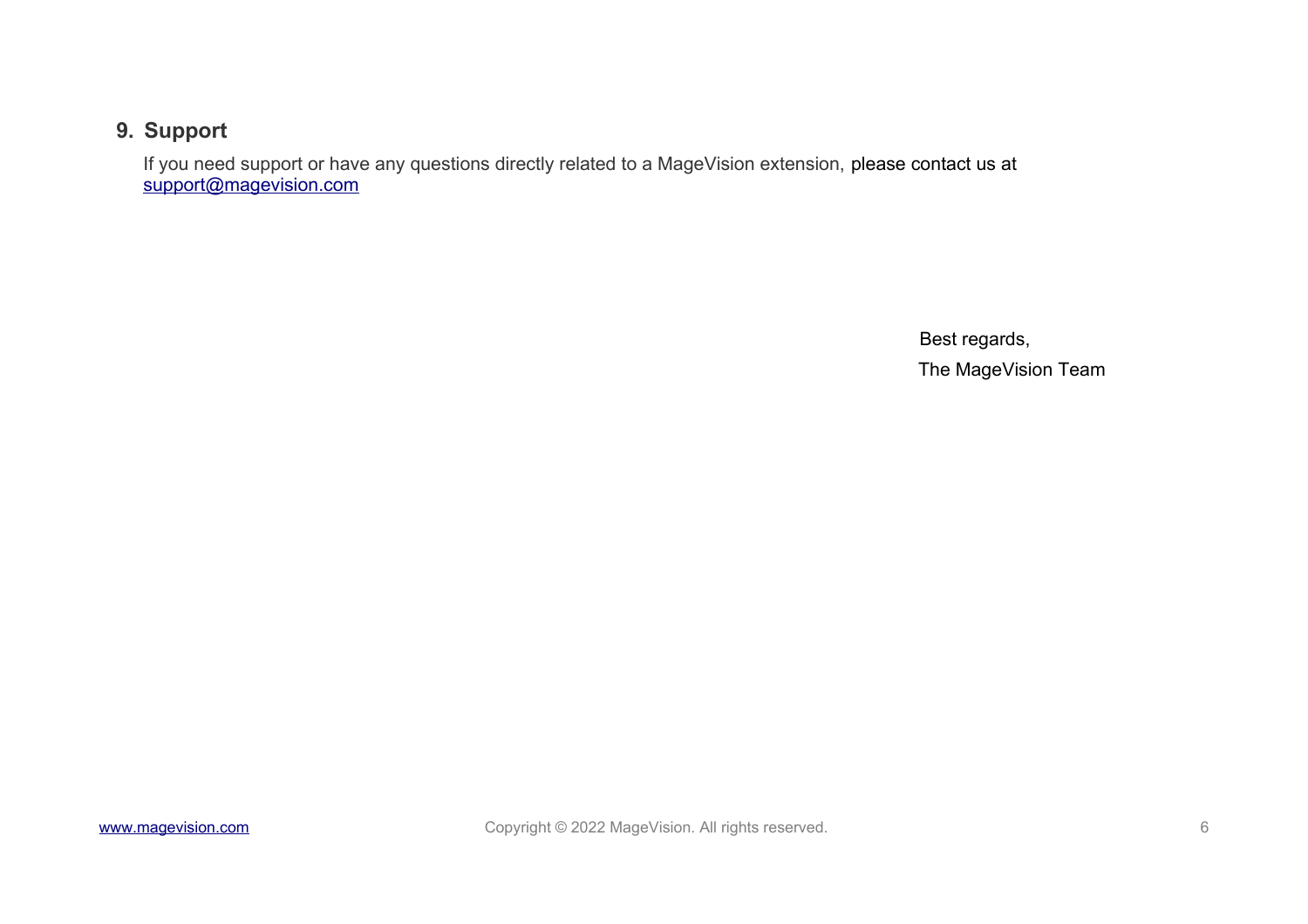## 9. Support

If you need support or have any questions directly related to a MageVision extension, please contact us at support@magevision.com

Best regards,

The MageVision Team